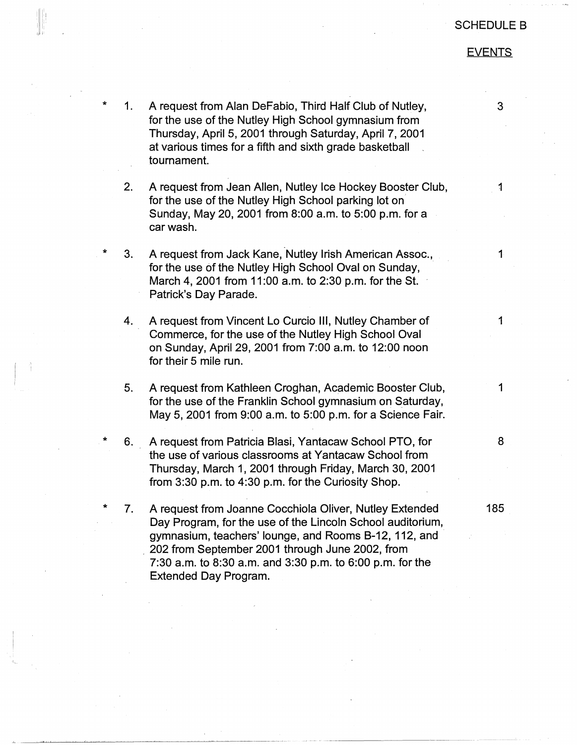SCHEDULE B

EVENTS

| | | | |
|---|---|---|---|
| * | 1. | A request from Alan DeFabio, Third Half Club of Nutley, for the use of the Nutley High School gymnasium from Thursday, April 5, 2001 through Saturday, April 7, 2001 at various times for a fifth and sixth grade basketball tournament. | 3 |
| | 2. | A request from Jean Allen, Nutley Ice Hockey Booster Club, for the use of the Nutley High School parking lot on Sunday, May 20, 2001 from 8:00 a.m. to 5:00 p.m. for a car wash. | 1 |
| * | 3. | A request from Jack Kane, Nutley Irish American Assoc., for the use of the Nutley High School Oval on Sunday, March 4, 2001 from 11:00 a.m. to 2:30 p.m. for the St. Patrick's Day Parade. | 1 |
| | 4. | A request from Vincent Lo Curcio III, Nutley Chamber of Commerce, for the use of the Nutley High School Oval on Sunday, April 29, 2001 from 7:00 a.m. to 12:00 noon for their 5 mile run. | 1 |
| | 5. | A request from Kathleen Croghan, Academic Booster Club, for the use of the Franklin School gymnasium on Saturday, May 5, 2001 from 9:00 a.m. to 5:00 p.m. for a Science Fair. | 1 |
| * | 6. | A request from Patricia Blasi, Yantacaw School PTO, for the use of various classrooms at Yantacaw School from Thursday, March 1, 2001 through Friday, March 30, 2001 from 3:30 p.m. to 4:30 p.m. for the Curiosity Shop. | 8 |
| * | 7. | A request from Joanne Cocchiola Oliver, Nutley Extended Day Program, for the use of the Lincoln School auditorium, gymnasium, teachers' lounge, and Rooms B-12, 112, and 202 from September 2001 through June 2002, from 7:30 a.m. to 8:30 a.m. and 3:30 p.m. to 6:00 p.m. for the Extended Day Program. | 185 |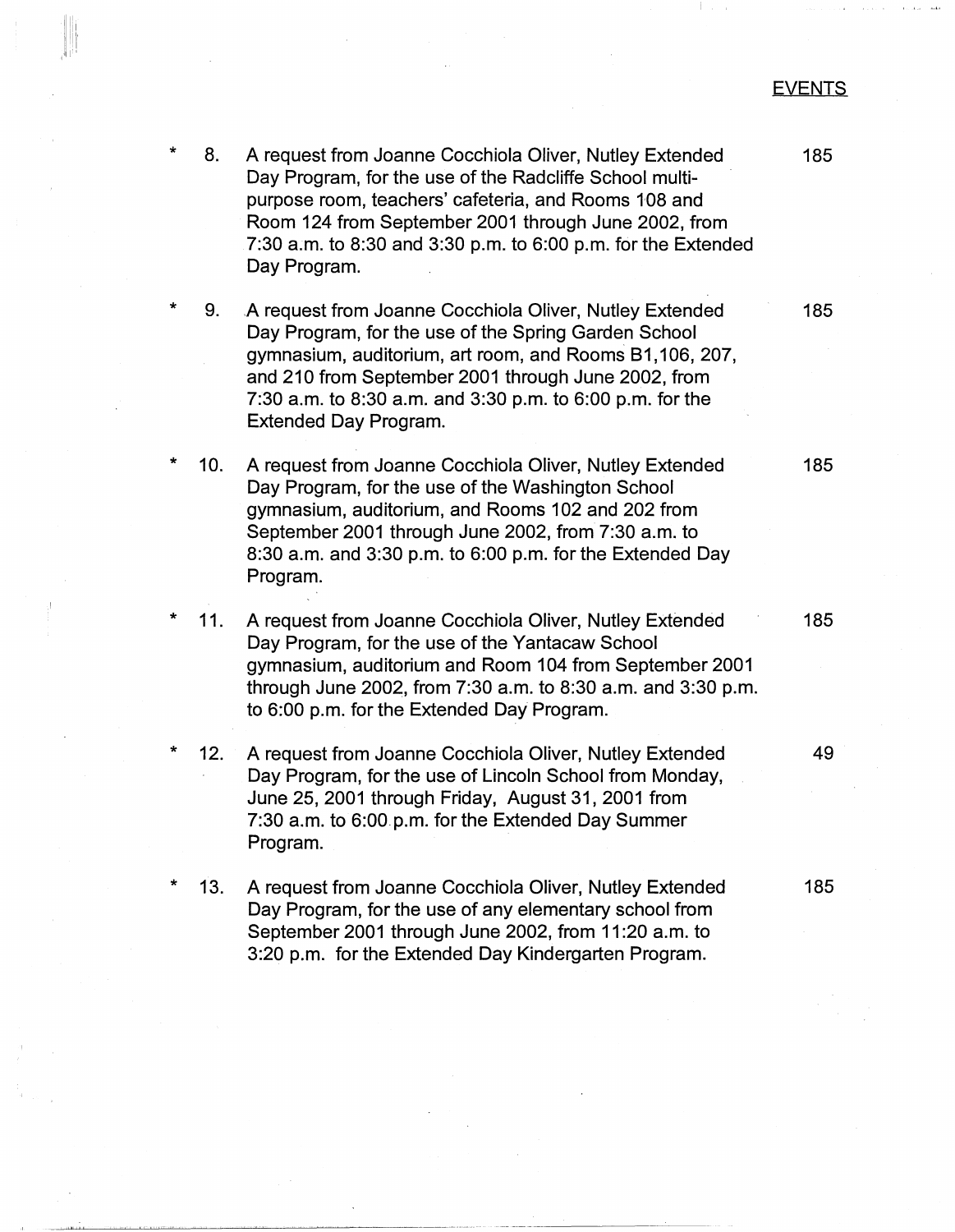EVENTS

| | | | |
|---|---|---|---|
| * | 8. | A request from Joanne Cocchiola Oliver, Nutley Extended Day Program, for the use of the Radcliffe School multi-purpose room, teachers' cafeteria, and Rooms 108 and Room 124 from September 2001 through June 2002, from 7:30 a.m. to 8:30 and 3:30 p.m. to 6:00 p.m. for the Extended Day Program. | 185 |
| * | 9. | A request from Joanne Cocchiola Oliver, Nutley Extended Day Program, for the use of the Spring Garden School gymnasium, auditorium, art room, and Rooms B1,106, 207, and 210 from September 2001 through June 2002, from 7:30 a.m. to 8:30 a.m. and 3:30 p.m. to 6:00 p.m. for the Extended Day Program. | 185 |
| * | 10. | A request from Joanne Cocchiola Oliver, Nutley Extended Day Program, for the use of the Washington School gymnasium, auditorium, and Rooms 102 and 202 from September 2001 through June 2002, from 7:30 a.m. to 8:30 a.m. and 3:30 p.m. to 6:00 p.m. for the Extended Day Program. | 185 |
| * | 11. | A request from Joanne Cocchiola Oliver, Nutley Extended Day Program, for the use of the Yantacaw School gymnasium, auditorium and Room 104 from September 2001 through June 2002, from 7:30 a.m. to 8:30 a.m. and 3:30 p.m. to 6:00 p.m. for the Extended Day Program. | 185 |
| * | 12. | A request from Joanne Cocchiola Oliver, Nutley Extended Day Program, for the use of Lincoln School from Monday, June 25, 2001 through Friday, August 31, 2001 from 7:30 a.m. to 6:00 p.m. for the Extended Day Summer Program. | 49 |
| * | 13. | A request from Joanne Cocchiola Oliver, Nutley Extended Day Program, for the use of any elementary school from September 2001 through June 2002, from 11:20 a.m. to 3:20 p.m. for the Extended Day Kindergarten Program. | 185 |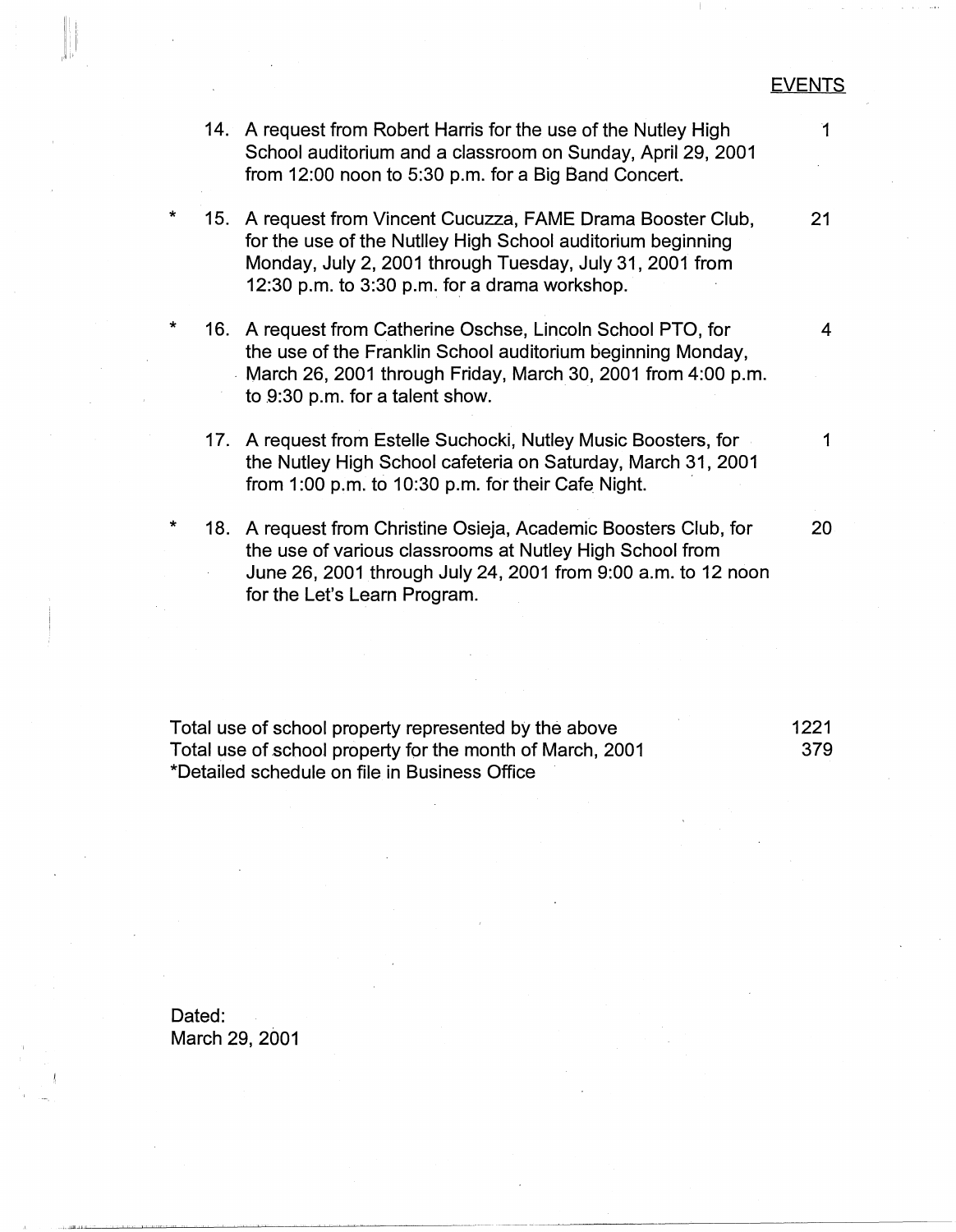| | | EVENTS |
|---|---|---|
| | 14. A request from Robert Harris for the use of the Nutley High School auditorium and a classroom on Sunday, April 29, 2001 from 12:00 noon to 5:30 p.m. for a Big Band Concert. | 1 |
| * | 15. A request from Vincent Cucuzza, FAME Drama Booster Club, for the use of the Nutlley High School auditorium beginning Monday, July 2, 2001 through Tuesday, July 31, 2001 from 12:30 p.m. to 3:30 p.m. for a drama workshop. | 21 |
| * | 16. A request from Catherine Oschse, Lincoln School PTO, for the use of the Franklin School auditorium beginning Monday, March 26, 2001 through Friday, March 30, 2001 from 4:00 p.m. to 9:30 p.m. for a talent show. | 4 |
| | 17. A request from Estelle Suchocki, Nutley Music Boosters, for the Nutley High School cafeteria on Saturday, March 31, 2001 from 1:00 p.m. to 10:30 p.m. for their Cafe Night. | 1 |
| * | 18. A request from Christine Osieja, Academic Boosters Club, for the use of various classrooms at Nutley High School from June 26, 2001 through July 24, 2001 from 9:00 a.m. to 12 noon for the Let's Learn Program. | 20 |

| | |
|---|---|
| Total use of school property represented by the above | 1221 |
| Total use of school property for the month of March, 2001 | 379 |

*Detailed schedule on file in Business Office

Dated:
March 29, 2001